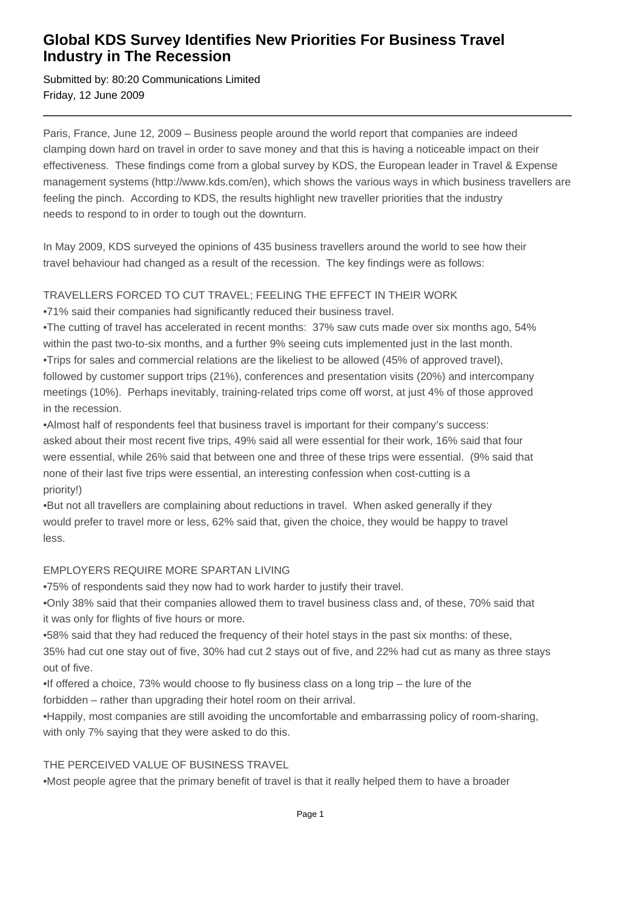# Global KDS Survey Identifies New Priorities For Business Travel Industry in The Recession

Submitted by: 80:20 Communications Limited
Friday, 12 June 2009

---

Paris, France, June 12, 2009 – Business people around the world report that companies are indeed clamping down hard on travel in order to save money and that this is having a noticeable impact on their effectiveness. These findings come from a global survey by KDS, the European leader in Travel & Expense management systems (http://www.kds.com/en), which shows the various ways in which business travellers are feeling the pinch. According to KDS, the results highlight new traveller priorities that the industry needs to respond to in order to tough out the downturn.

In May 2009, KDS surveyed the opinions of 435 business travellers around the world to see how their travel behaviour had changed as a result of the recession. The key findings were as follows:

TRAVELLERS FORCED TO CUT TRAVEL; FEELING THE EFFECT IN THEIR WORK

- 71% said their companies had significantly reduced their business travel.
- The cutting of travel has accelerated in recent months: 37% saw cuts made over six months ago, 54% within the past two-to-six months, and a further 9% seeing cuts implemented just in the last month.
- Trips for sales and commercial relations are the likeliest to be allowed (45% of approved travel), followed by customer support trips (21%), conferences and presentation visits (20%) and intercompany meetings (10%). Perhaps inevitably, training-related trips come off worst, at just 4% of those approved in the recession.
- Almost half of respondents feel that business travel is important for their company's success: asked about their most recent five trips, 49% said all were essential for their work, 16% said that four were essential, while 26% said that between one and three of these trips were essential. (9% said that none of their last five trips were essential, an interesting confession when cost-cutting is a priority!)
- But not all travellers are complaining about reductions in travel. When asked generally if they would prefer to travel more or less, 62% said that, given the choice, they would be happy to travel less.

EMPLOYERS REQUIRE MORE SPARTAN LIVING

- 75% of respondents said they now had to work harder to justify their travel.
- Only 38% said that their companies allowed them to travel business class and, of these, 70% said that it was only for flights of five hours or more.
- 58% said that they had reduced the frequency of their hotel stays in the past six months: of these, 35% had cut one stay out of five, 30% had cut 2 stays out of five, and 22% had cut as many as three stays out of five.
- If offered a choice, 73% would choose to fly business class on a long trip – the lure of the forbidden – rather than upgrading their hotel room on their arrival.
- Happily, most companies are still avoiding the uncomfortable and embarrassing policy of room-sharing, with only 7% saying that they were asked to do this.

THE PERCEIVED VALUE OF BUSINESS TRAVEL

- Most people agree that the primary benefit of travel is that it really helped them to have a broader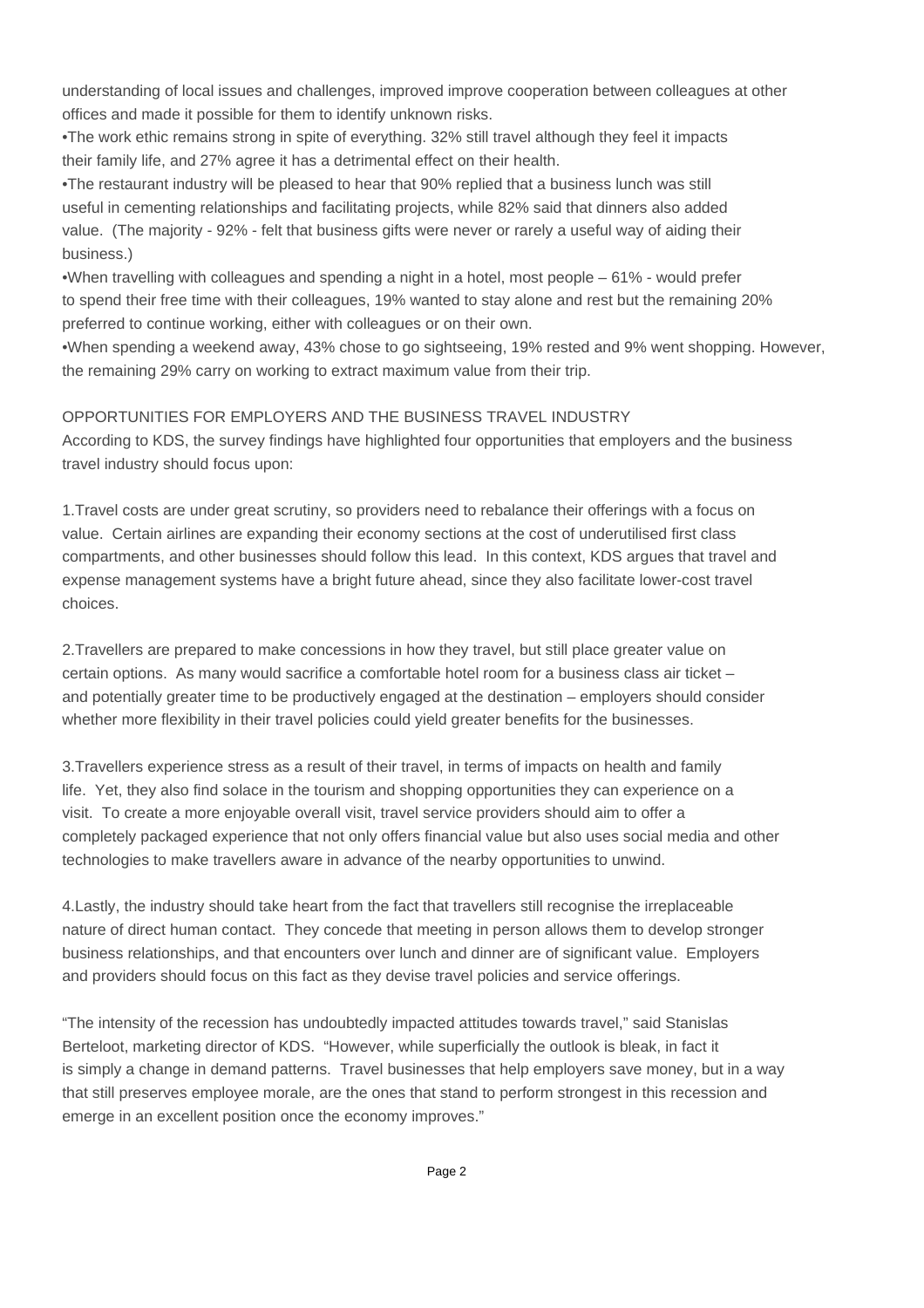understanding of local issues and challenges, improved improve cooperation between colleagues at other offices and made it possible for them to identify unknown risks.

•The work ethic remains strong in spite of everything. 32% still travel although they feel it impacts their family life, and 27% agree it has a detrimental effect on their health.

•The restaurant industry will be pleased to hear that 90% replied that a business lunch was still useful in cementing relationships and facilitating projects, while 82% said that dinners also added value. (The majority - 92% - felt that business gifts were never or rarely a useful way of aiding their business.)

•When travelling with colleagues and spending a night in a hotel, most people – 61% - would prefer to spend their free time with their colleagues, 19% wanted to stay alone and rest but the remaining 20% preferred to continue working, either with colleagues or on their own.

•When spending a weekend away, 43% chose to go sightseeing, 19% rested and 9% went shopping. However, the remaining 29% carry on working to extract maximum value from their trip.

OPPORTUNITIES FOR EMPLOYERS AND THE BUSINESS TRAVEL INDUSTRY

According to KDS, the survey findings have highlighted four opportunities that employers and the business travel industry should focus upon:

1.Travel costs are under great scrutiny, so providers need to rebalance their offerings with a focus on value. Certain airlines are expanding their economy sections at the cost of underutilised first class compartments, and other businesses should follow this lead. In this context, KDS argues that travel and expense management systems have a bright future ahead, since they also facilitate lower-cost travel choices.

2.Travellers are prepared to make concessions in how they travel, but still place greater value on certain options. As many would sacrifice a comfortable hotel room for a business class air ticket – and potentially greater time to be productively engaged at the destination – employers should consider whether more flexibility in their travel policies could yield greater benefits for the businesses.

3.Travellers experience stress as a result of their travel, in terms of impacts on health and family life. Yet, they also find solace in the tourism and shopping opportunities they can experience on a visit. To create a more enjoyable overall visit, travel service providers should aim to offer a completely packaged experience that not only offers financial value but also uses social media and other technologies to make travellers aware in advance of the nearby opportunities to unwind.

4.Lastly, the industry should take heart from the fact that travellers still recognise the irreplaceable nature of direct human contact. They concede that meeting in person allows them to develop stronger business relationships, and that encounters over lunch and dinner are of significant value. Employers and providers should focus on this fact as they devise travel policies and service offerings.

"The intensity of the recession has undoubtedly impacted attitudes towards travel," said Stanislas Berteloot, marketing director of KDS. "However, while superficially the outlook is bleak, in fact it is simply a change in demand patterns. Travel businesses that help employers save money, but in a way that still preserves employee morale, are the ones that stand to perform strongest in this recession and emerge in an excellent position once the economy improves."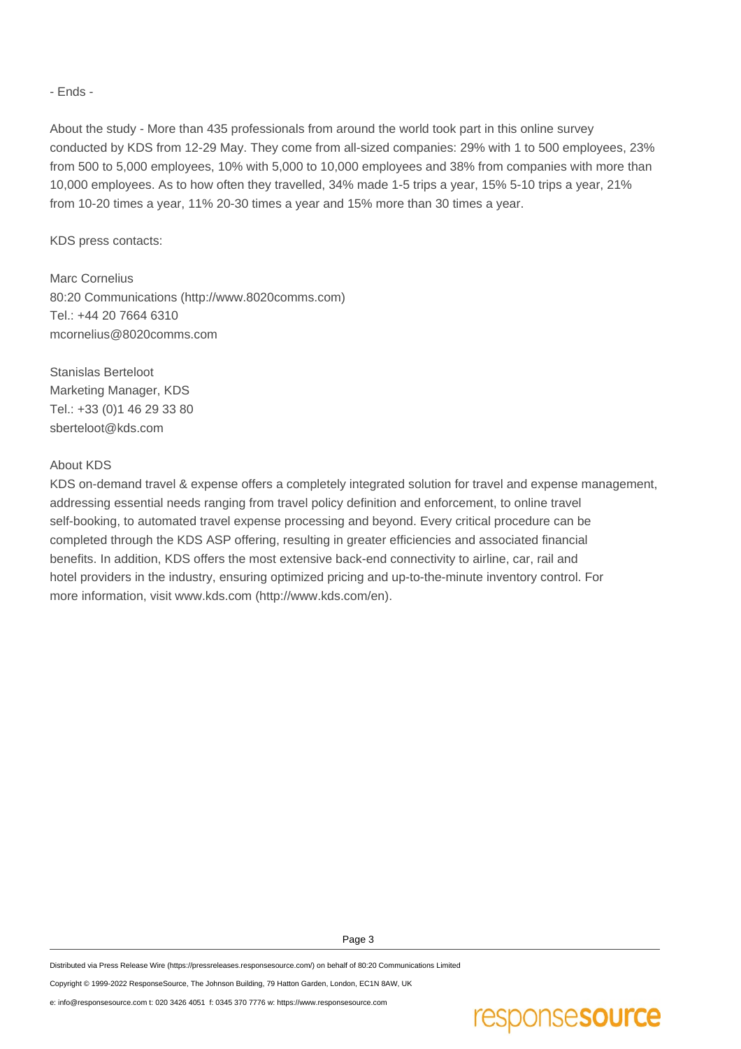- Ends -

About the study - More than 435 professionals from around the world took part in this online survey conducted by KDS from 12-29 May. They come from all-sized companies: 29% with 1 to 500 employees, 23% from 500 to 5,000 employees, 10% with 5,000 to 10,000 employees and 38% from companies with more than 10,000 employees. As to how often they travelled, 34% made 1-5 trips a year, 15% 5-10 trips a year, 21% from 10-20 times a year, 11% 20-30 times a year and 15% more than 30 times a year.

KDS press contacts:

Marc Cornelius  
80:20 Communications (http://www.8020comms.com)  
Tel.: +44 20 7664 6310  
mcornelius@8020comms.com

Stanislas Berteloot  
Marketing Manager, KDS  
Tel.: +33 (0)1 46 29 33 80  
sberteloot@kds.com

About KDS

KDS on-demand travel & expense offers a completely integrated solution for travel and expense management, addressing essential needs ranging from travel policy definition and enforcement, to online travel self-booking, to automated travel expense processing and beyond. Every critical procedure can be completed through the KDS ASP offering, resulting in greater efficiencies and associated financial benefits. In addition, KDS offers the most extensive back-end connectivity to airline, car, rail and hotel providers in the industry, ensuring optimized pricing and up-to-the-minute inventory control. For more information, visit www.kds.com (http://www.kds.com/en).